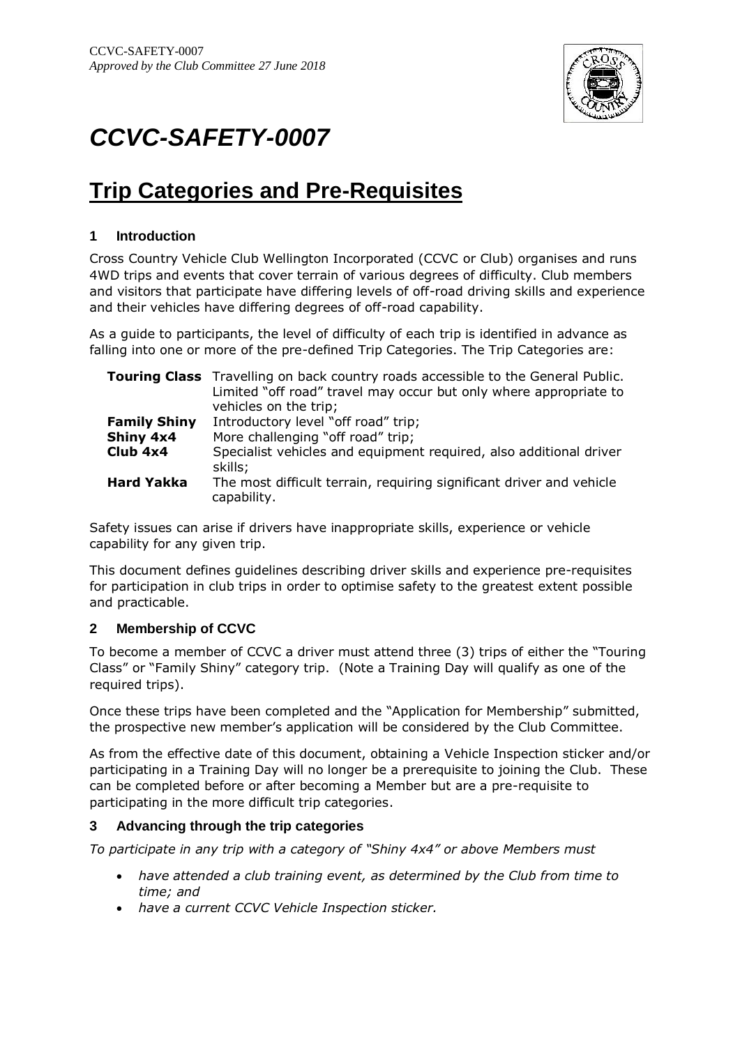CCVC-SAFETY-0007
*Approved by the Club Committee 27 June 2018*

# *CCVC-SAFETY-0007*

# Trip Categories and Pre-Requisites

## 1 Introduction

Cross Country Vehicle Club Wellington Incorporated (CCVC or Club) organises and runs 4WD trips and events that cover terrain of various degrees of difficulty. Club members and visitors that participate have differing levels of off-road driving skills and experience and their vehicles have differing degrees of off-road capability.

As a guide to participants, the level of difficulty of each trip is identified in advance as falling into one or more of the pre-defined Trip Categories. The Trip Categories are:

| | |
|---|---|
| **Touring Class** | Travelling on back country roads accessible to the General Public. Limited "off road" travel may occur but only where appropriate to vehicles on the trip; |
| **Family Shiny** | Introductory level "off road" trip; |
| **Shiny 4x4** | More challenging "off road" trip; |
| **Club 4x4** | Specialist vehicles and equipment required, also additional driver skills; |
| **Hard Yakka** | The most difficult terrain, requiring significant driver and vehicle capability. |

Safety issues can arise if drivers have inappropriate skills, experience or vehicle capability for any given trip.

This document defines guidelines describing driver skills and experience pre-requisites for participation in club trips in order to optimise safety to the greatest extent possible and practicable.

## 2 Membership of CCVC

To become a member of CCVC a driver must attend three (3) trips of either the "Touring Class" or "Family Shiny" category trip. (Note a Training Day will qualify as one of the required trips).

Once these trips have been completed and the "Application for Membership" submitted, the prospective new member's application will be considered by the Club Committee.

As from the effective date of this document, obtaining a Vehicle Inspection sticker and/or participating in a Training Day will no longer be a prerequisite to joining the Club. These can be completed before or after becoming a Member but are a pre-requisite to participating in the more difficult trip categories.

## 3 Advancing through the trip categories

*To participate in any trip with a category of "Shiny 4x4" or above Members must*

- *have attended a club training event, as determined by the Club from time to time; and*
- *have a current CCVC Vehicle Inspection sticker.*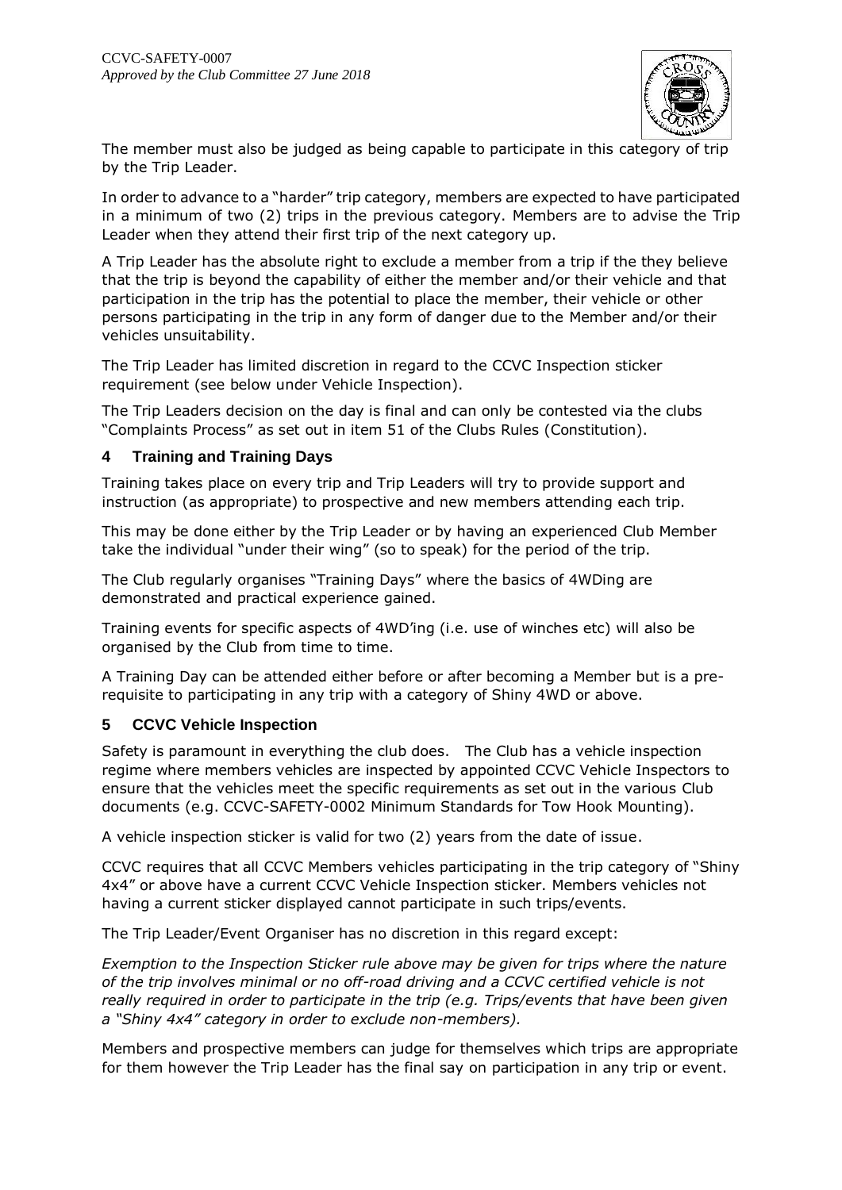The member must also be judged as being capable to participate in this category of trip by the Trip Leader.

In order to advance to a "harder" trip category, members are expected to have participated in a minimum of two (2) trips in the previous category. Members are to advise the Trip Leader when they attend their first trip of the next category up.

A Trip Leader has the absolute right to exclude a member from a trip if the they believe that the trip is beyond the capability of either the member and/or their vehicle and that participation in the trip has the potential to place the member, their vehicle or other persons participating in the trip in any form of danger due to the Member and/or their vehicles unsuitability.

The Trip Leader has limited discretion in regard to the CCVC Inspection sticker requirement (see below under Vehicle Inspection).

The Trip Leaders decision on the day is final and can only be contested via the clubs "Complaints Process" as set out in item 51 of the Clubs Rules (Constitution).

## 4 Training and Training Days

Training takes place on every trip and Trip Leaders will try to provide support and instruction (as appropriate) to prospective and new members attending each trip.

This may be done either by the Trip Leader or by having an experienced Club Member take the individual "under their wing" (so to speak) for the period of the trip.

The Club regularly organises "Training Days" where the basics of 4WDing are demonstrated and practical experience gained.

Training events for specific aspects of 4WD'ing (i.e. use of winches etc) will also be organised by the Club from time to time.

A Training Day can be attended either before or after becoming a Member but is a pre-requisite to participating in any trip with a category of Shiny 4WD or above.

## 5 CCVC Vehicle Inspection

Safety is paramount in everything the club does. The Club has a vehicle inspection regime where members vehicles are inspected by appointed CCVC Vehicle Inspectors to ensure that the vehicles meet the specific requirements as set out in the various Club documents (e.g. CCVC-SAFETY-0002 Minimum Standards for Tow Hook Mounting).

A vehicle inspection sticker is valid for two (2) years from the date of issue.

CCVC requires that all CCVC Members vehicles participating in the trip category of "Shiny 4x4" or above have a current CCVC Vehicle Inspection sticker. Members vehicles not having a current sticker displayed cannot participate in such trips/events.

The Trip Leader/Event Organiser has no discretion in this regard except:

*Exemption to the Inspection Sticker rule above may be given for trips where the nature of the trip involves minimal or no off-road driving and a CCVC certified vehicle is not really required in order to participate in the trip (e.g. Trips/events that have been given a "Shiny 4x4" category in order to exclude non-members).*

Members and prospective members can judge for themselves which trips are appropriate for them however the Trip Leader has the final say on participation in any trip or event.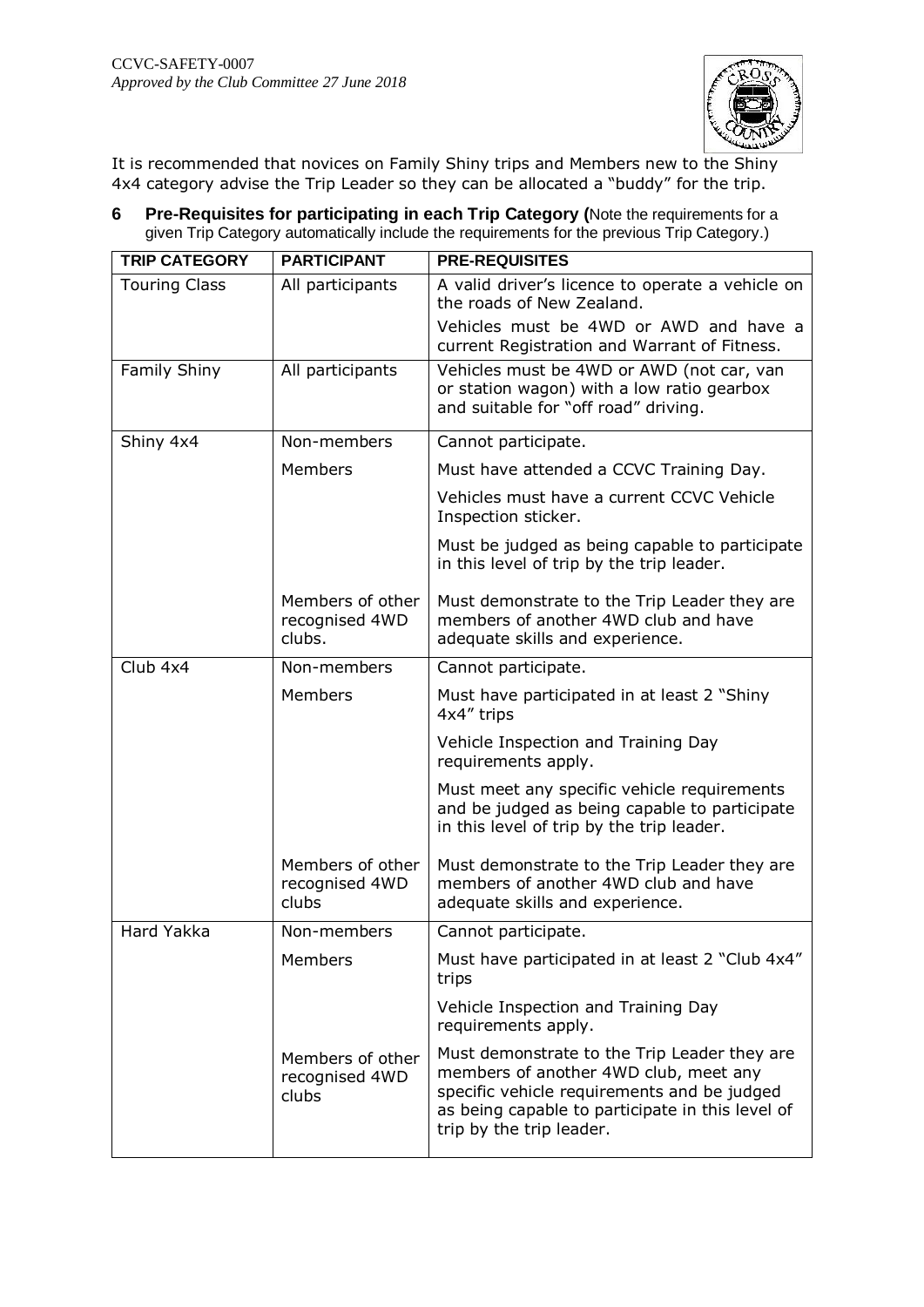It is recommended that novices on Family Shiny trips and Members new to the Shiny 4x4 category advise the Trip Leader so they can be allocated a "buddy" for the trip.

## 6 Pre-Requisites for participating in each Trip Category (Note the requirements for a given Trip Category automatically include the requirements for the previous Trip Category.)

| TRIP CATEGORY | PARTICIPANT | PRE-REQUISITES |
|---|---|---|
| Touring Class | All participants | A valid driver's licence to operate a vehicle on the roads of New Zealand. |
| | | Vehicles must be 4WD or AWD and have a current Registration and Warrant of Fitness. |
| Family Shiny | All participants | Vehicles must be 4WD or AWD (not car, van or station wagon) with a low ratio gearbox and suitable for "off road" driving. |
| Shiny 4x4 | Non-members | Cannot participate. |
| | Members | Must have attended a CCVC Training Day. |
| | | Vehicles must have a current CCVC Vehicle Inspection sticker. |
| | | Must be judged as being capable to participate in this level of trip by the trip leader. |
| | Members of other recognised 4WD clubs. | Must demonstrate to the Trip Leader they are members of another 4WD club and have adequate skills and experience. |
| Club 4x4 | Non-members | Cannot participate. |
| | Members | Must have participated in at least 2 "Shiny 4x4" trips |
| | | Vehicle Inspection and Training Day requirements apply. |
| | | Must meet any specific vehicle requirements and be judged as being capable to participate in this level of trip by the trip leader. |
| | Members of other recognised 4WD clubs | Must demonstrate to the Trip Leader they are members of another 4WD club and have adequate skills and experience. |
| Hard Yakka | Non-members | Cannot participate. |
| | Members | Must have participated in at least 2 "Club 4x4" trips |
| | | Vehicle Inspection and Training Day requirements apply. |
| | Members of other recognised 4WD clubs | Must demonstrate to the Trip Leader they are members of another 4WD club, meet any specific vehicle requirements and be judged as being capable to participate in this level of trip by the trip leader. |